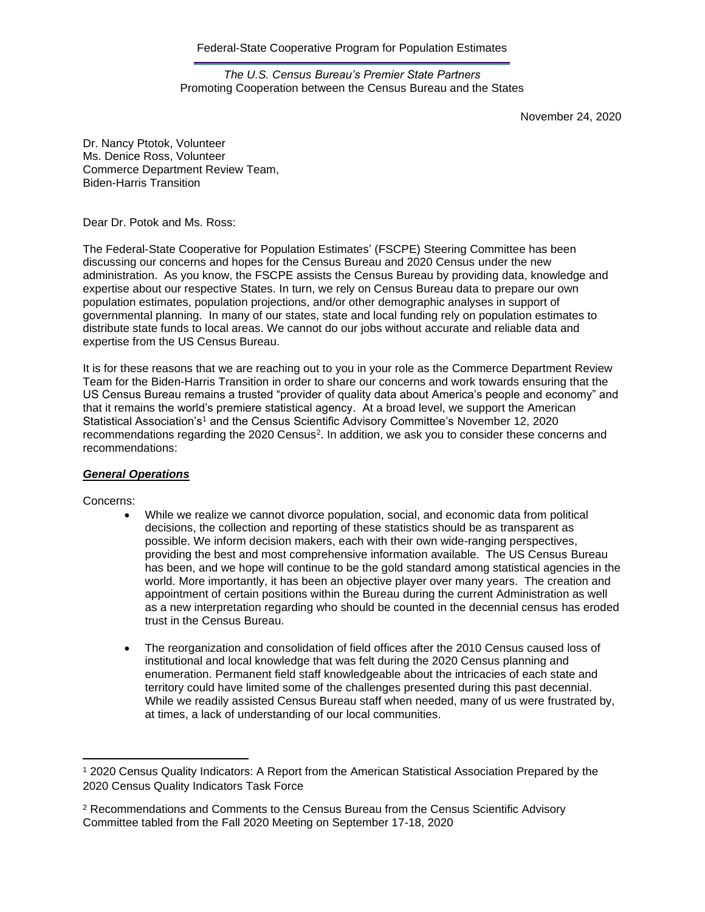Federal-State Cooperative Program for Population Estimates

*The U.S. Census Bureau's Premier State Partners*
Promoting Cooperation between the Census Bureau and the States

November 24, 2020

Dr. Nancy Ptotok, Volunteer
Ms. Denice Ross, Volunteer
Commerce Department Review Team,
Biden-Harris Transition

Dear Dr. Potok and Ms. Ross:

The Federal-State Cooperative for Population Estimates' (FSCPE) Steering Committee has been discussing our concerns and hopes for the Census Bureau and 2020 Census under the new administration. As you know, the FSCPE assists the Census Bureau by providing data, knowledge and expertise about our respective States. In turn, we rely on Census Bureau data to prepare our own population estimates, population projections, and/or other demographic analyses in support of governmental planning. In many of our states, state and local funding rely on population estimates to distribute state funds to local areas. We cannot do our jobs without accurate and reliable data and expertise from the US Census Bureau.

It is for these reasons that we are reaching out to you in your role as the Commerce Department Review Team for the Biden-Harris Transition in order to share our concerns and work towards ensuring that the US Census Bureau remains a trusted "provider of quality data about America's people and economy" and that it remains the world's premiere statistical agency. At a broad level, we support the American Statistical Association's[1] and the Census Scientific Advisory Committee's November 12, 2020 recommendations regarding the 2020 Census[2]. In addition, we ask you to consider these concerns and recommendations:

## ***General Operations***

Concerns:

- While we realize we cannot divorce population, social, and economic data from political decisions, the collection and reporting of these statistics should be as transparent as possible. We inform decision makers, each with their own wide-ranging perspectives, providing the best and most comprehensive information available. The US Census Bureau has been, and we hope will continue to be the gold standard among statistical agencies in the world. More importantly, it has been an objective player over many years. The creation and appointment of certain positions within the Bureau during the current Administration as well as a new interpretation regarding who should be counted in the decennial census has eroded trust in the Census Bureau.

- The reorganization and consolidation of field offices after the 2010 Census caused loss of institutional and local knowledge that was felt during the 2020 Census planning and enumeration. Permanent field staff knowledgeable about the intricacies of each state and territory could have limited some of the challenges presented during this past decennial. While we readily assisted Census Bureau staff when needed, many of us were frustrated by, at times, a lack of understanding of our local communities.

---

[1] 2020 Census Quality Indicators: A Report from the American Statistical Association Prepared by the 2020 Census Quality Indicators Task Force

[2] Recommendations and Comments to the Census Bureau from the Census Scientific Advisory Committee tabled from the Fall 2020 Meeting on September 17-18, 2020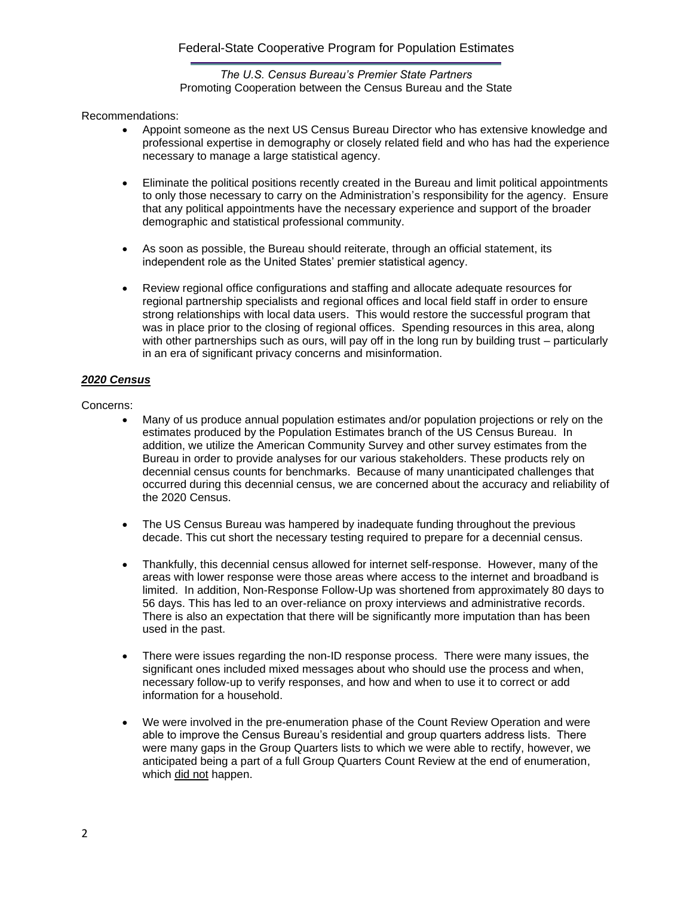Recommendations:

- Appoint someone as the next US Census Bureau Director who has extensive knowledge and professional expertise in demography or closely related field and who has had the experience necessary to manage a large statistical agency.
- Eliminate the political positions recently created in the Bureau and limit political appointments to only those necessary to carry on the Administration's responsibility for the agency. Ensure that any political appointments have the necessary experience and support of the broader demographic and statistical professional community.
- As soon as possible, the Bureau should reiterate, through an official statement, its independent role as the United States' premier statistical agency.
- Review regional office configurations and staffing and allocate adequate resources for regional partnership specialists and regional offices and local field staff in order to ensure strong relationships with local data users. This would restore the successful program that was in place prior to the closing of regional offices. Spending resources in this area, along with other partnerships such as ours, will pay off in the long run by building trust – particularly in an era of significant privacy concerns and misinformation.

***2020 Census***

Concerns:

- Many of us produce annual population estimates and/or population projections or rely on the estimates produced by the Population Estimates branch of the US Census Bureau. In addition, we utilize the American Community Survey and other survey estimates from the Bureau in order to provide analyses for our various stakeholders. These products rely on decennial census counts for benchmarks. Because of many unanticipated challenges that occurred during this decennial census, we are concerned about the accuracy and reliability of the 2020 Census.
- The US Census Bureau was hampered by inadequate funding throughout the previous decade. This cut short the necessary testing required to prepare for a decennial census.
- Thankfully, this decennial census allowed for internet self-response. However, many of the areas with lower response were those areas where access to the internet and broadband is limited. In addition, Non-Response Follow-Up was shortened from approximately 80 days to 56 days. This has led to an over-reliance on proxy interviews and administrative records. There is also an expectation that there will be significantly more imputation than has been used in the past.
- There were issues regarding the non-ID response process. There were many issues, the significant ones included mixed messages about who should use the process and when, necessary follow-up to verify responses, and how and when to use it to correct or add information for a household.
- We were involved in the pre-enumeration phase of the Count Review Operation and were able to improve the Census Bureau's residential and group quarters address lists. There were many gaps in the Group Quarters lists to which we were able to rectify, however, we anticipated being a part of a full Group Quarters Count Review at the end of enumeration, which did not happen.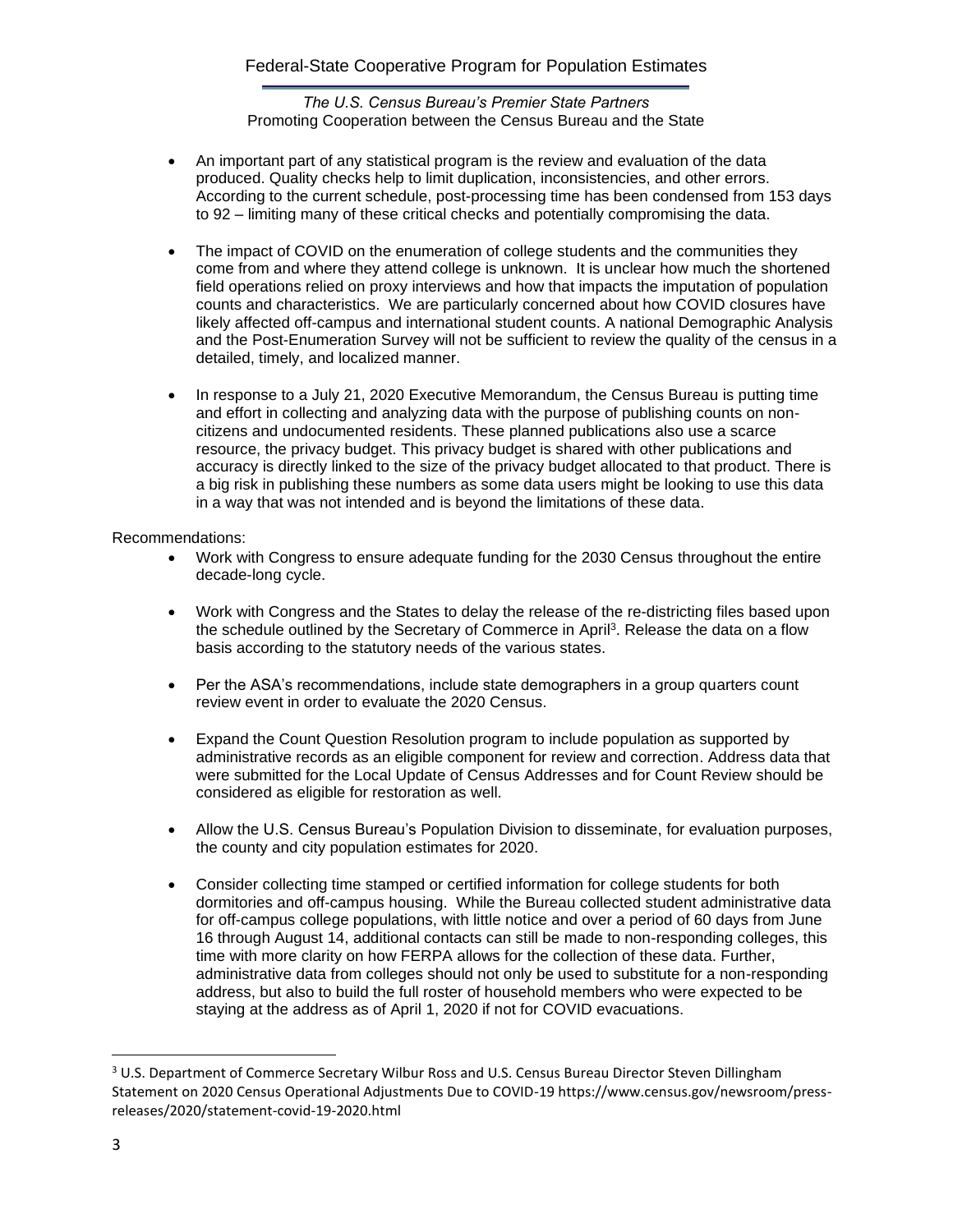- An important part of any statistical program is the review and evaluation of the data produced. Quality checks help to limit duplication, inconsistencies, and other errors. According to the current schedule, post-processing time has been condensed from 153 days to 92 – limiting many of these critical checks and potentially compromising the data.

- The impact of COVID on the enumeration of college students and the communities they come from and where they attend college is unknown. It is unclear how much the shortened field operations relied on proxy interviews and how that impacts the imputation of population counts and characteristics. We are particularly concerned about how COVID closures have likely affected off-campus and international student counts. A national Demographic Analysis and the Post-Enumeration Survey will not be sufficient to review the quality of the census in a detailed, timely, and localized manner.

- In response to a July 21, 2020 Executive Memorandum, the Census Bureau is putting time and effort in collecting and analyzing data with the purpose of publishing counts on non-citizens and undocumented residents. These planned publications also use a scarce resource, the privacy budget. This privacy budget is shared with other publications and accuracy is directly linked to the size of the privacy budget allocated to that product. There is a big risk in publishing these numbers as some data users might be looking to use this data in a way that was not intended and is beyond the limitations of these data.

Recommendations:

- Work with Congress to ensure adequate funding for the 2030 Census throughout the entire decade-long cycle.

- Work with Congress and the States to delay the release of the re-districting files based upon the schedule outlined by the Secretary of Commerce in April[3]. Release the data on a flow basis according to the statutory needs of the various states.

- Per the ASA's recommendations, include state demographers in a group quarters count review event in order to evaluate the 2020 Census.

- Expand the Count Question Resolution program to include population as supported by administrative records as an eligible component for review and correction. Address data that were submitted for the Local Update of Census Addresses and for Count Review should be considered as eligible for restoration as well.

- Allow the U.S. Census Bureau's Population Division to disseminate, for evaluation purposes, the county and city population estimates for 2020.

- Consider collecting time stamped or certified information for college students for both dormitories and off-campus housing. While the Bureau collected student administrative data for off-campus college populations, with little notice and over a period of 60 days from June 16 through August 14, additional contacts can still be made to non-responding colleges, this time with more clarity on how FERPA allows for the collection of these data. Further, administrative data from colleges should not only be used to substitute for a non-responding address, but also to build the full roster of household members who were expected to be staying at the address as of April 1, 2020 if not for COVID evacuations.

---

[3] U.S. Department of Commerce Secretary Wilbur Ross and U.S. Census Bureau Director Steven Dillingham Statement on 2020 Census Operational Adjustments Due to COVID-19 https://www.census.gov/newsroom/press-releases/2020/statement-covid-19-2020.html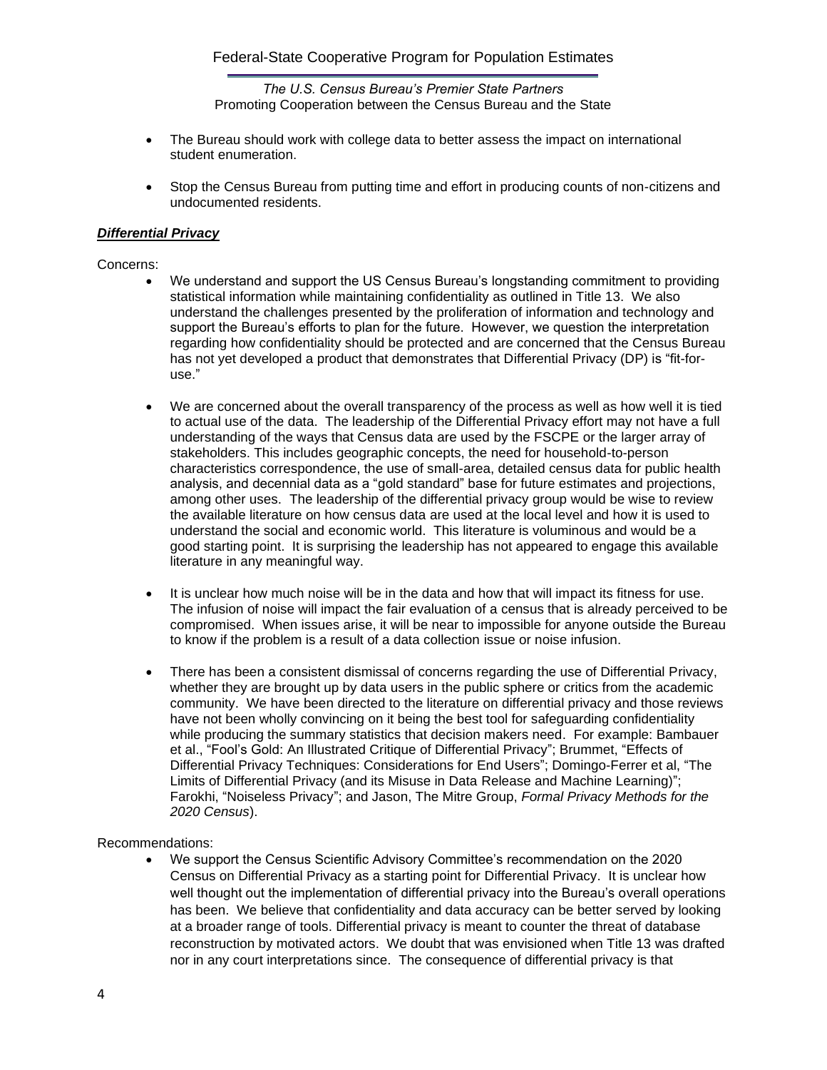- The Bureau should work with college data to better assess the impact on international student enumeration.
- Stop the Census Bureau from putting time and effort in producing counts of non-citizens and undocumented residents.

***Differential Privacy***

Concerns:

- We understand and support the US Census Bureau's longstanding commitment to providing statistical information while maintaining confidentiality as outlined in Title 13. We also understand the challenges presented by the proliferation of information and technology and support the Bureau's efforts to plan for the future. However, we question the interpretation regarding how confidentiality should be protected and are concerned that the Census Bureau has not yet developed a product that demonstrates that Differential Privacy (DP) is "fit-for-use."
- We are concerned about the overall transparency of the process as well as how well it is tied to actual use of the data. The leadership of the Differential Privacy effort may not have a full understanding of the ways that Census data are used by the FSCPE or the larger array of stakeholders. This includes geographic concepts, the need for household-to-person characteristics correspondence, the use of small-area, detailed census data for public health analysis, and decennial data as a "gold standard" base for future estimates and projections, among other uses. The leadership of the differential privacy group would be wise to review the available literature on how census data are used at the local level and how it is used to understand the social and economic world. This literature is voluminous and would be a good starting point. It is surprising the leadership has not appeared to engage this available literature in any meaningful way.
- It is unclear how much noise will be in the data and how that will impact its fitness for use. The infusion of noise will impact the fair evaluation of a census that is already perceived to be compromised. When issues arise, it will be near to impossible for anyone outside the Bureau to know if the problem is a result of a data collection issue or noise infusion.
- There has been a consistent dismissal of concerns regarding the use of Differential Privacy, whether they are brought up by data users in the public sphere or critics from the academic community. We have been directed to the literature on differential privacy and those reviews have not been wholly convincing on it being the best tool for safeguarding confidentiality while producing the summary statistics that decision makers need. For example: Bambauer et al., "Fool's Gold: An Illustrated Critique of Differential Privacy"; Brummet, "Effects of Differential Privacy Techniques: Considerations for End Users"; Domingo-Ferrer et al, "The Limits of Differential Privacy (and its Misuse in Data Release and Machine Learning)"; Farokhi, "Noiseless Privacy"; and Jason, The Mitre Group, *Formal Privacy Methods for the 2020 Census*).

Recommendations:

- We support the Census Scientific Advisory Committee's recommendation on the 2020 Census on Differential Privacy as a starting point for Differential Privacy. It is unclear how well thought out the implementation of differential privacy into the Bureau's overall operations has been. We believe that confidentiality and data accuracy can be better served by looking at a broader range of tools. Differential privacy is meant to counter the threat of database reconstruction by motivated actors. We doubt that was envisioned when Title 13 was drafted nor in any court interpretations since. The consequence of differential privacy is that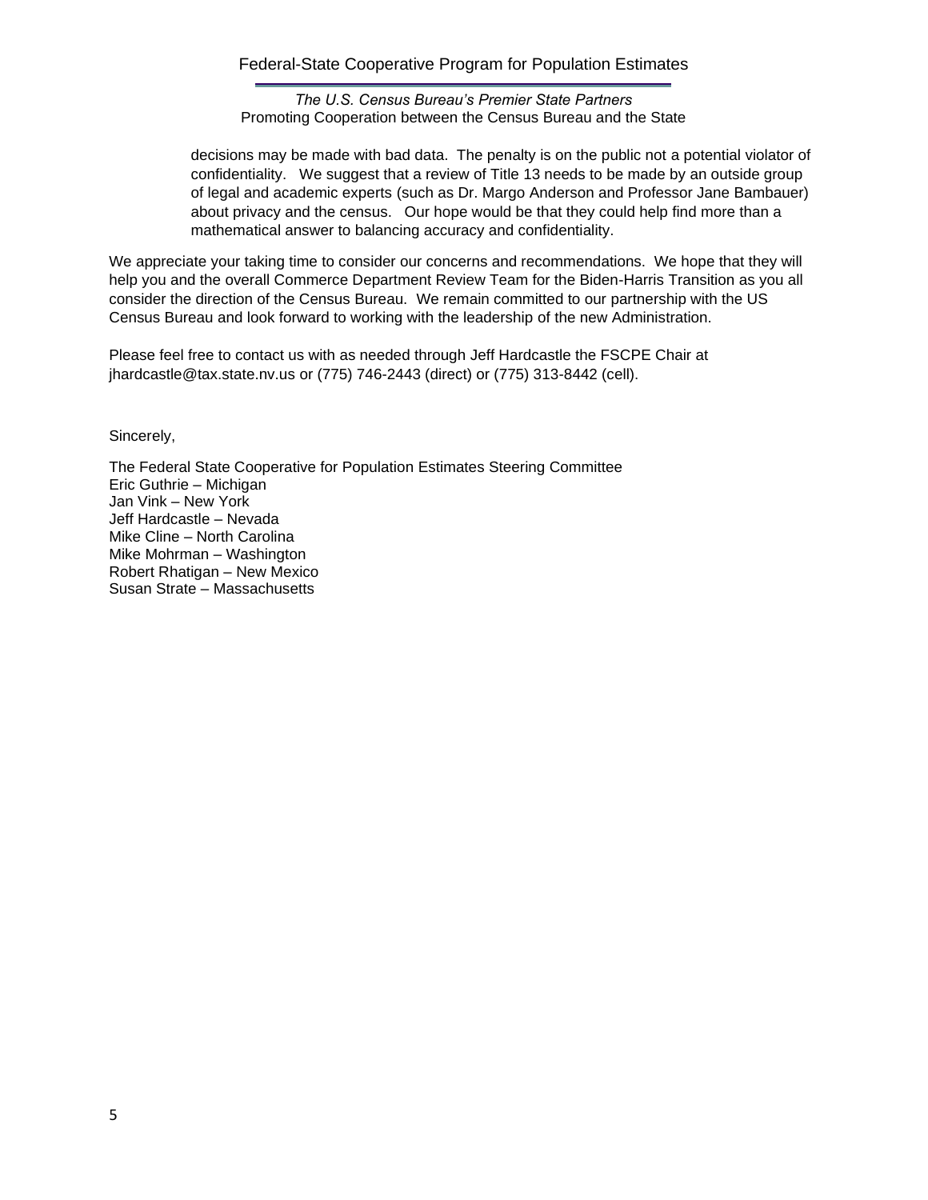decisions may be made with bad data. The penalty is on the public not a potential violator of confidentiality. We suggest that a review of Title 13 needs to be made by an outside group of legal and academic experts (such as Dr. Margo Anderson and Professor Jane Bambauer) about privacy and the census. Our hope would be that they could help find more than a mathematical answer to balancing accuracy and confidentiality.

We appreciate your taking time to consider our concerns and recommendations. We hope that they will help you and the overall Commerce Department Review Team for the Biden-Harris Transition as you all consider the direction of the Census Bureau. We remain committed to our partnership with the US Census Bureau and look forward to working with the leadership of the new Administration.

Please feel free to contact us with as needed through Jeff Hardcastle the FSCPE Chair at jhardcastle@tax.state.nv.us or (775) 746-2443 (direct) or (775) 313-8442 (cell).

Sincerely,

The Federal State Cooperative for Population Estimates Steering Committee
Eric Guthrie – Michigan
Jan Vink – New York
Jeff Hardcastle – Nevada
Mike Cline – North Carolina
Mike Mohrman – Washington
Robert Rhatigan – New Mexico
Susan Strate – Massachusetts